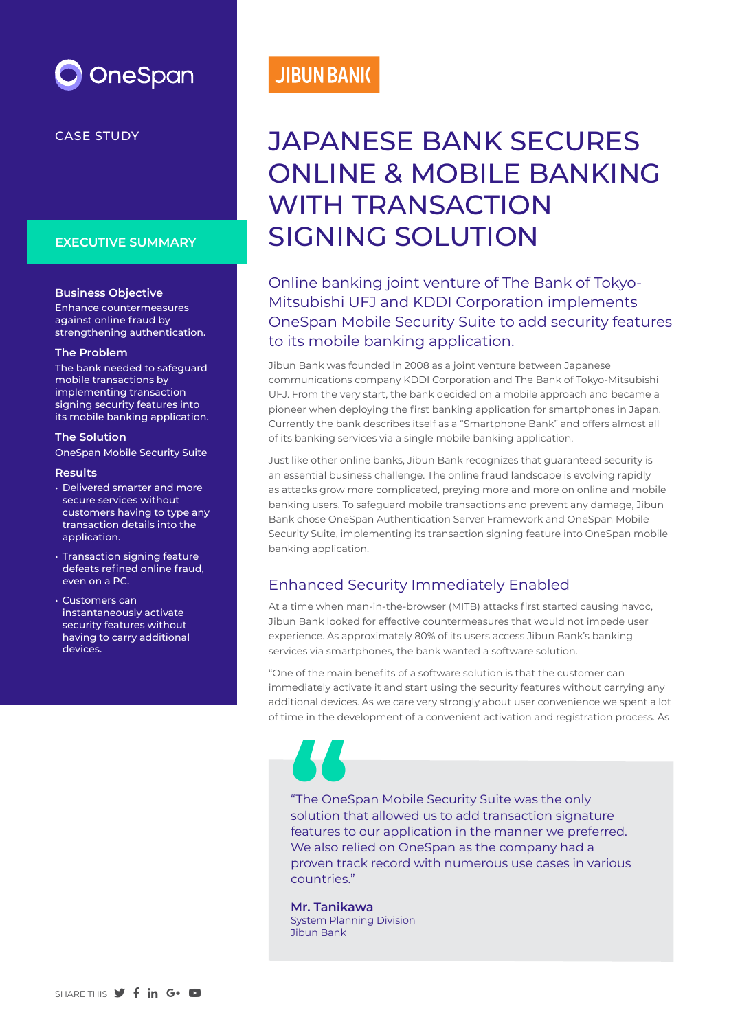OneSpan

CASE STUDY

JIBUN BANK

# JAPANESE BANK SECURES ONLINE & MOBILE BANKING WITH TRANSACTION SIGNING SOLUTION

## EXECUTIVE SUMMARY

**Business Objective**
Enhance countermeasures against online fraud by strengthening authentication.

**The Problem**
The bank needed to safeguard mobile transactions by implementing transaction signing security features into its mobile banking application.

**The Solution**
OneSpan Mobile Security Suite

**Results**

- Delivered smarter and more secure services without customers having to type any transaction details into the application.
- Transaction signing feature defeats refined online fraud, even on a PC.
- Customers can instantaneously activate security features without having to carry additional devices.

### Online banking joint venture of The Bank of Tokyo-Mitsubishi UFJ and KDDI Corporation implements OneSpan Mobile Security Suite to add security features to its mobile banking application.

Jibun Bank was founded in 2008 as a joint venture between Japanese communications company KDDI Corporation and The Bank of Tokyo-Mitsubishi UFJ. From the very start, the bank decided on a mobile approach and became a pioneer when deploying the first banking application for smartphones in Japan. Currently the bank describes itself as a "Smartphone Bank" and offers almost all of its banking services via a single mobile banking application.

Just like other online banks, Jibun Bank recognizes that guaranteed security is an essential business challenge. The online fraud landscape is evolving rapidly as attacks grow more complicated, preying more and more on online and mobile banking users. To safeguard mobile transactions and prevent any damage, Jibun Bank chose OneSpan Authentication Server Framework and OneSpan Mobile Security Suite, implementing its transaction signing feature into OneSpan mobile banking application.

## Enhanced Security Immediately Enabled

At a time when man-in-the-browser (MITB) attacks first started causing havoc, Jibun Bank looked for effective countermeasures that would not impede user experience. As approximately 80% of its users access Jibun Bank's banking services via smartphones, the bank wanted a software solution.

"One of the main benefits of a software solution is that the customer can immediately activate it and start using the security features without carrying any additional devices. As we care very strongly about user convenience we spent a lot of time in the development of a convenient activation and registration process. As

> "The OneSpan Mobile Security Suite was the only solution that allowed us to add transaction signature features to our application in the manner we preferred. We also relied on OneSpan as the company had a proven track record with numerous use cases in various countries."
>
> **Mr. Tanikawa**
> System Planning Division
> Jibun Bank

SHARE THIS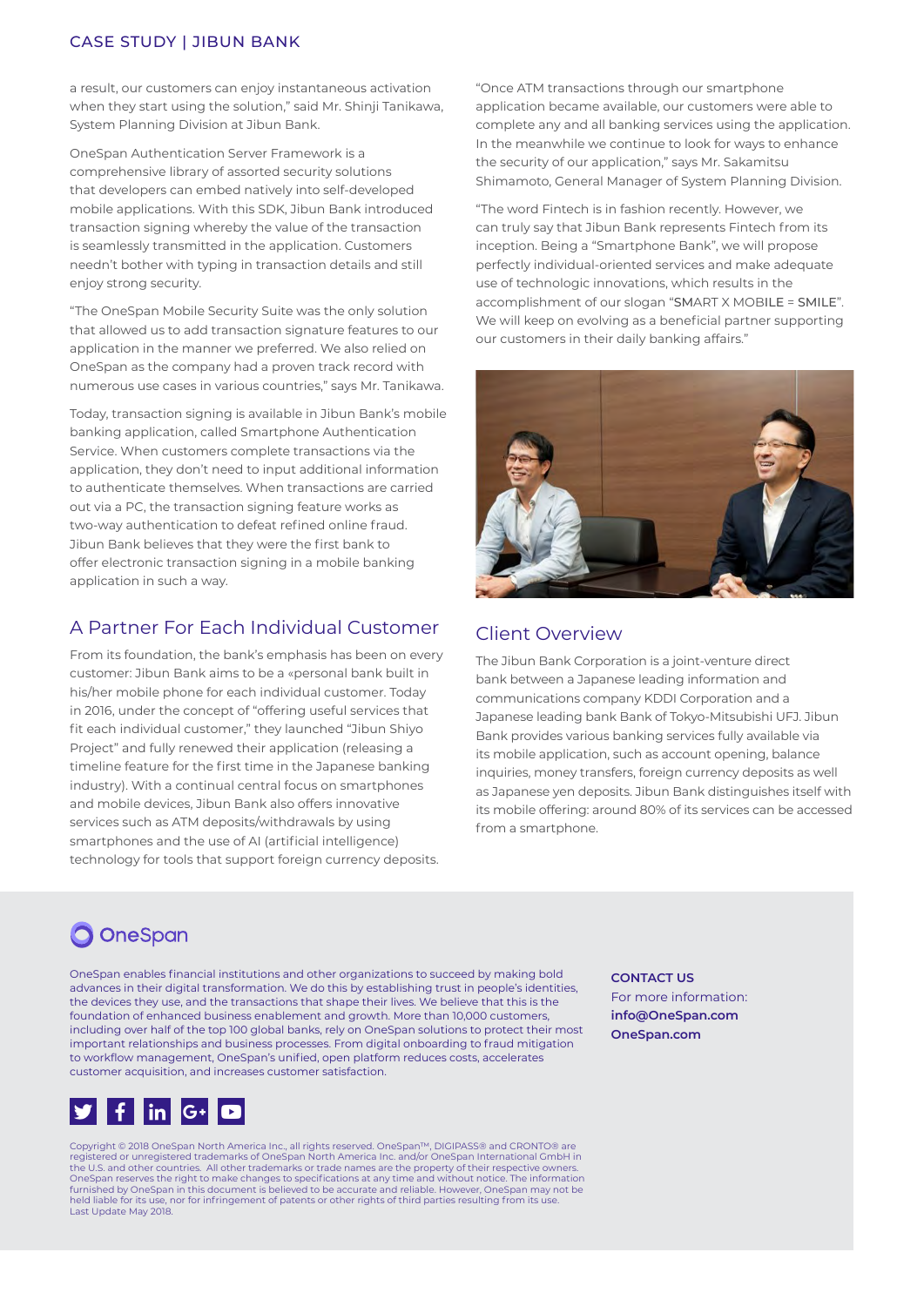a result, our customers can enjoy instantaneous activation when they start using the solution," said Mr. Shinji Tanikawa, System Planning Division at Jibun Bank.

OneSpan Authentication Server Framework is a comprehensive library of assorted security solutions that developers can embed natively into self-developed mobile applications. With this SDK, Jibun Bank introduced transaction signing whereby the value of the transaction is seamlessly transmitted in the application. Customers needn't bother with typing in transaction details and still enjoy strong security.

"The OneSpan Mobile Security Suite was the only solution that allowed us to add transaction signature features to our application in the manner we preferred. We also relied on OneSpan as the company had a proven track record with numerous use cases in various countries," says Mr. Tanikawa.

Today, transaction signing is available in Jibun Bank's mobile banking application, called Smartphone Authentication Service. When customers complete transactions via the application, they don't need to input additional information to authenticate themselves. When transactions are carried out via a PC, the transaction signing feature works as two-way authentication to defeat refined online fraud. Jibun Bank believes that they were the first bank to offer electronic transaction signing in a mobile banking application in such a way.

## A Partner For Each Individual Customer

From its foundation, the bank's emphasis has been on every customer: Jibun Bank aims to be a «personal bank built in his/her mobile phone for each individual customer. Today in 2016, under the concept of "offering useful services that fit each individual customer," they launched "Jibun Shiyo Project" and fully renewed their application (releasing a timeline feature for the first time in the Japanese banking industry). With a continual central focus on smartphones and mobile devices, Jibun Bank also offers innovative services such as ATM deposits/withdrawals by using smartphones and the use of AI (artificial intelligence) technology for tools that support foreign currency deposits.

"Once ATM transactions through our smartphone application became available, our customers were able to complete any and all banking services using the application. In the meanwhile we continue to look for ways to enhance the security of our application," says Mr. Sakamitsu Shimamoto, General Manager of System Planning Division.

"The word Fintech is in fashion recently. However, we can truly say that Jibun Bank represents Fintech from its inception. Being a "Smartphone Bank", we will propose perfectly individual-oriented services and make adequate use of technologic innovations, which results in the accomplishment of our slogan "SMART X MOBILE = SMILE". We will keep on evolving as a beneficial partner supporting our customers in their daily banking affairs."

## Client Overview

The Jibun Bank Corporation is a joint-venture direct bank between a Japanese leading information and communications company KDDI Corporation and a Japanese leading bank Bank of Tokyo-Mitsubishi UFJ. Jibun Bank provides various banking services fully available via its mobile application, such as account opening, balance inquiries, money transfers, foreign currency deposits as well as Japanese yen deposits. Jibun Bank distinguishes itself with its mobile offering: around 80% of its services can be accessed from a smartphone.

OneSpan

OneSpan enables financial institutions and other organizations to succeed by making bold advances in their digital transformation. We do this by establishing trust in people's identities, the devices they use, and the transactions that shape their lives. We believe that this is the foundation of enhanced business enablement and growth. More than 10,000 customers, including over half of the top 100 global banks, rely on OneSpan solutions to protect their most important relationships and business processes. From digital onboarding to fraud mitigation to workflow management, OneSpan's unified, open platform reduces costs, accelerates customer acquisition, and increases customer satisfaction.

**CONTACT US**

For more information:
**info@OneSpan.com**
**OneSpan.com**

Copyright © 2018 OneSpan North America Inc., all rights reserved. OneSpan™, DIGIPASS® and CRONTO® are registered or unregistered trademarks of OneSpan North America Inc. and/or OneSpan International GmbH in the U.S. and other countries. All other trademarks or trade names are the property of their respective owners. OneSpan reserves the right to make changes to specifications at any time and without notice. The information furnished by OneSpan in this document is believed to be accurate and reliable. However, OneSpan may not be held liable for its use, nor for infringement of patents or other rights of third parties resulting from its use.
Last Update May 2018.